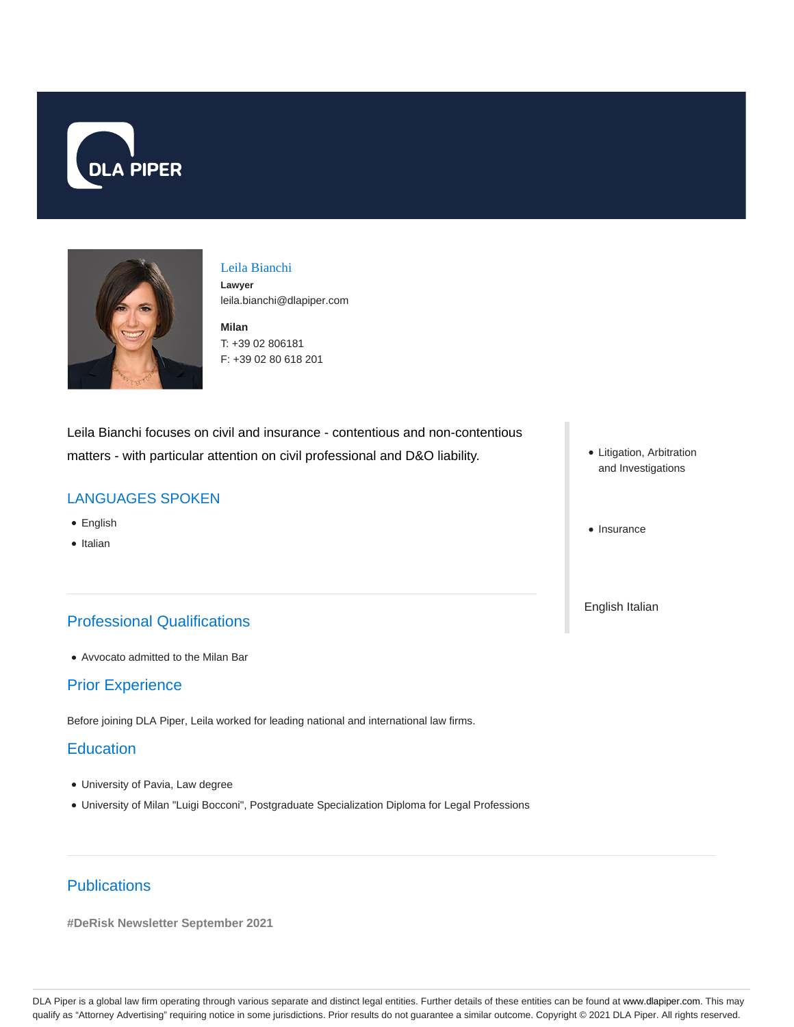DLA PIPER

# Leila Bianchi

**Lawyer**
leila.bianchi@dlapiper.com

**Milan**
T: +39 02 806181
F: +39 02 80 618 201

Leila Bianchi focuses on civil and insurance - contentious and non-contentious matters - with particular attention on civil professional and D&O liability.

## LANGUAGES SPOKEN

- English
- Italian

- Litigation, Arbitration and Investigations
- Insurance

English Italian

## Professional Qualifications

- Avvocato admitted to the Milan Bar

## Prior Experience

Before joining DLA Piper, Leila worked for leading national and international law firms.

## Education

- University of Pavia, Law degree
- University of Milan "Luigi Bocconi", Postgraduate Specialization Diploma for Legal Professions

## Publications

**#DeRisk Newsletter September 2021**

DLA Piper is a global law firm operating through various separate and distinct legal entities. Further details of these entities can be found at www.dlapiper.com. This may qualify as "Attorney Advertising" requiring notice in some jurisdictions. Prior results do not guarantee a similar outcome. Copyright © 2021 DLA Piper. All rights reserved.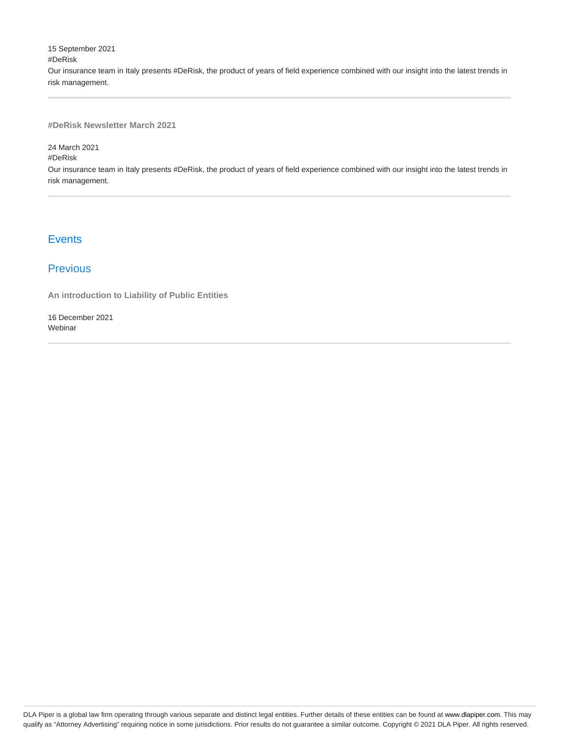15 September 2021
#DeRisk
Our insurance team in Italy presents #DeRisk, the product of years of field experience combined with our insight into the latest trends in risk management.

---

**#DeRisk Newsletter March 2021**

24 March 2021
#DeRisk
Our insurance team in Italy presents #DeRisk, the product of years of field experience combined with our insight into the latest trends in risk management.

---

## Events

## Previous

**An introduction to Liability of Public Entities**

16 December 2021
Webinar

---

DLA Piper is a global law firm operating through various separate and distinct legal entities. Further details of these entities can be found at www.dlapiper.com. This may qualify as "Attorney Advertising" requiring notice in some jurisdictions. Prior results do not guarantee a similar outcome. Copyright © 2021 DLA Piper. All rights reserved.